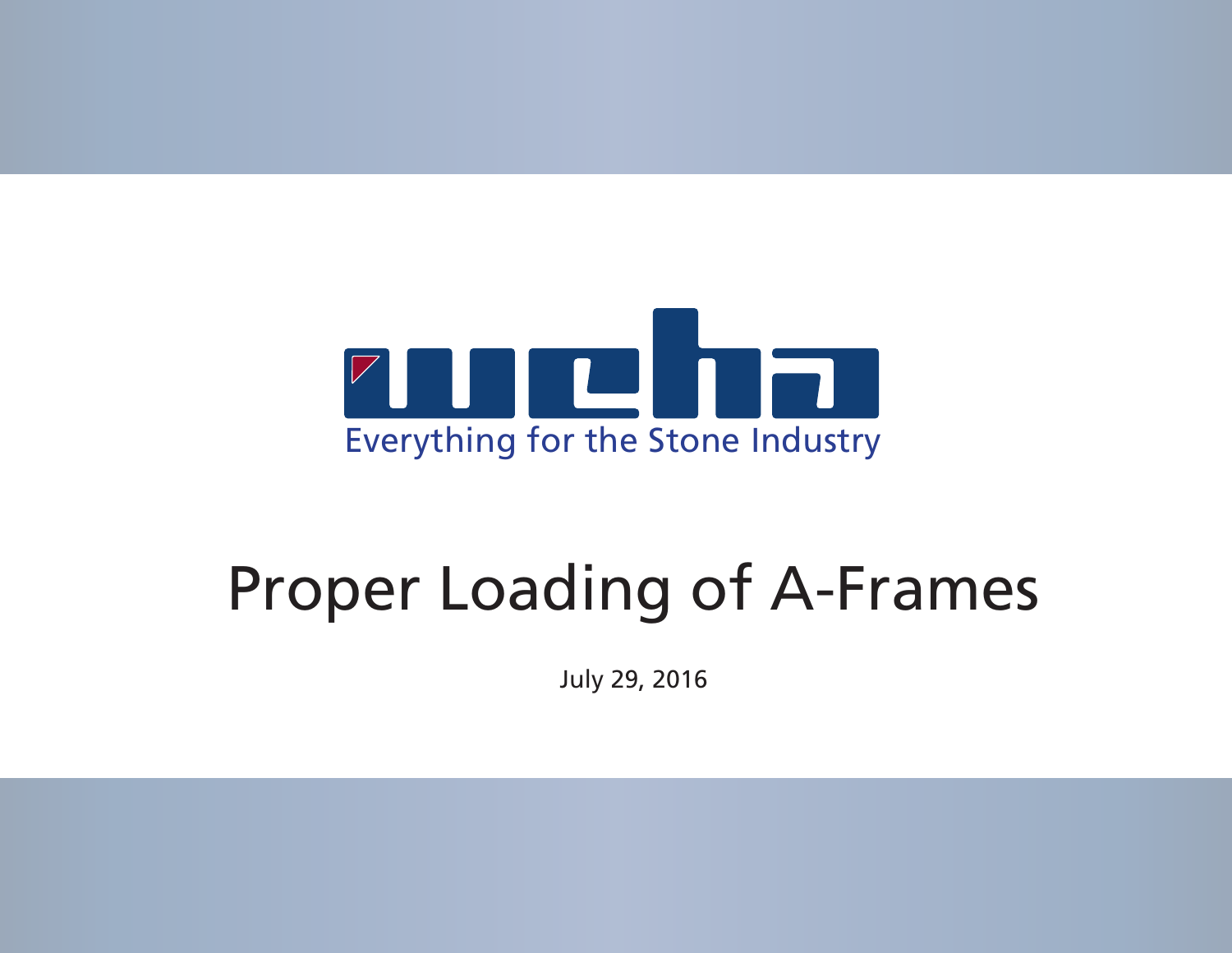weha

Everything for the Stone Industry

# Proper Loading of A-Frames

July 29, 2016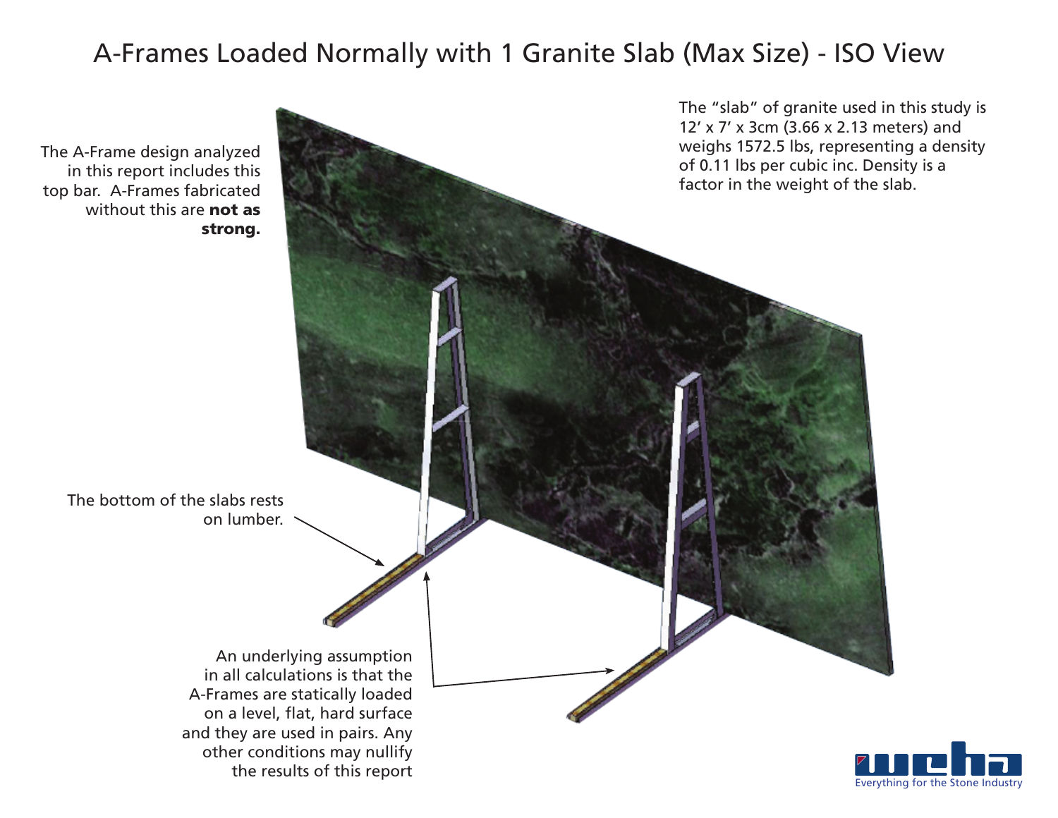# A-Frames Loaded Normally with 1 Granite Slab (Max Size) - ISO View

The A-Frame design analyzed in this report includes this top bar. A-Frames fabricated without this are **not as strong.**

The "slab" of granite used in this study is 12' x 7' x 3cm (3.66 x 2.13 meters) and weighs 1572.5 lbs, representing a density of 0.11 lbs per cubic inc. Density is a factor in the weight of the slab.

The bottom of the slabs rests on lumber.

An underlying assumption in all calculations is that the A-Frames are statically loaded on a level, flat, hard surface and they are used in pairs. Any other conditions may nullify the results of this report

Everything for the Stone Industry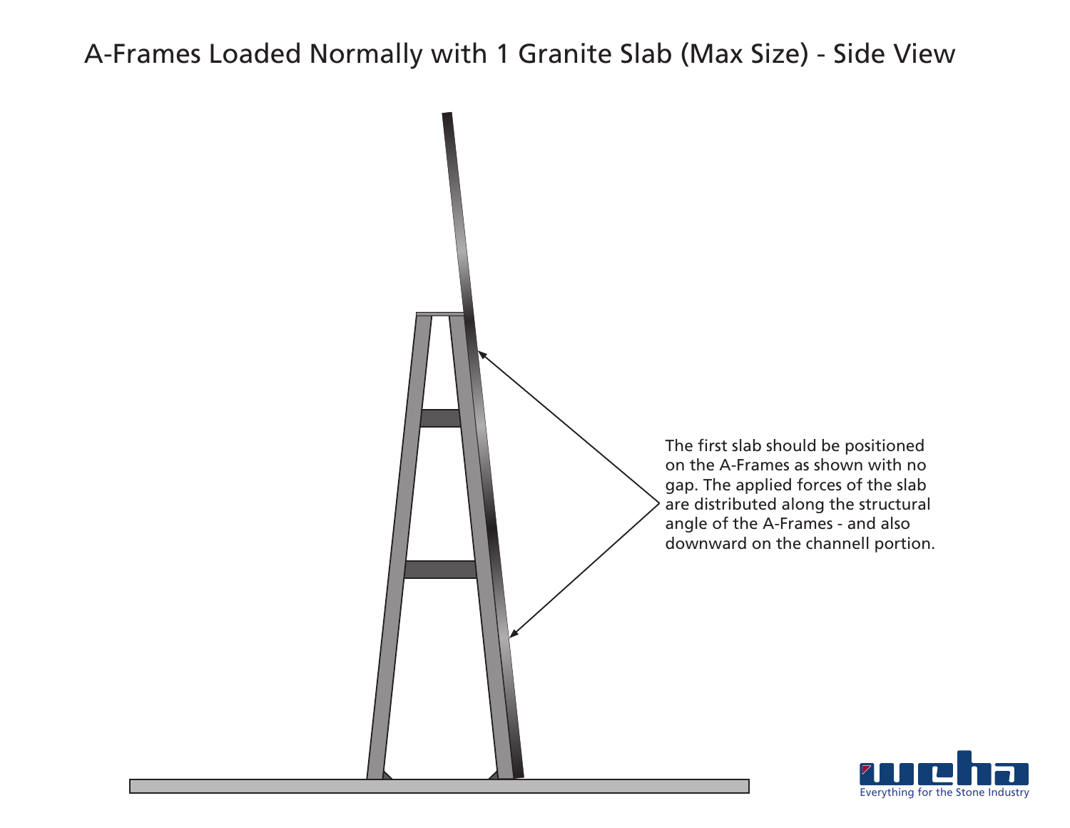# A-Frames Loaded Normally with 1 Granite Slab (Max Size) - Side View

The first slab should be positioned on the A-Frames as shown with no gap. The applied forces of the slab are distributed along the structural angle of the A-Frames - and also downward on the channell portion.

Everything for the Stone Industry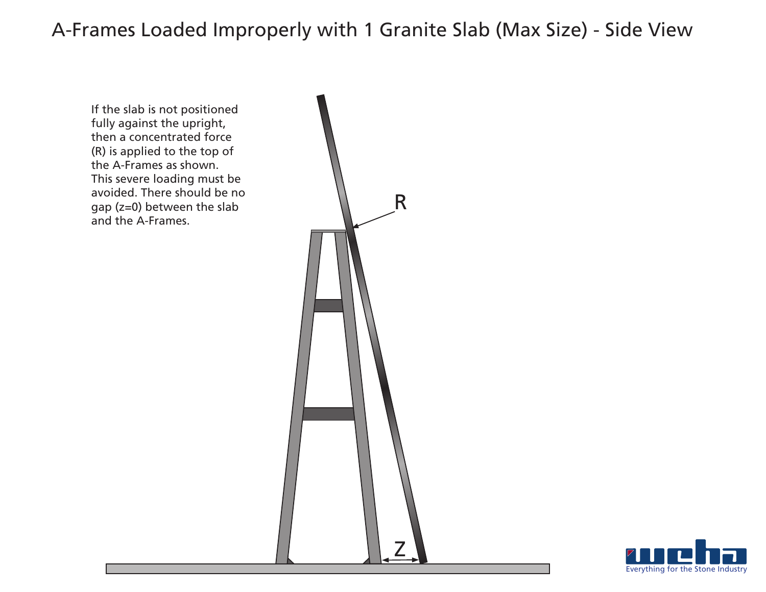# A-Frames Loaded Improperly with 1 Granite Slab (Max Size) - Side View

If the slab is not positioned fully against the upright, then a concentrated force (R) is applied to the top of the A-Frames as shown. This severe loading must be avoided. There should be no gap (z=0) between the slab and the A-Frames.

R

Z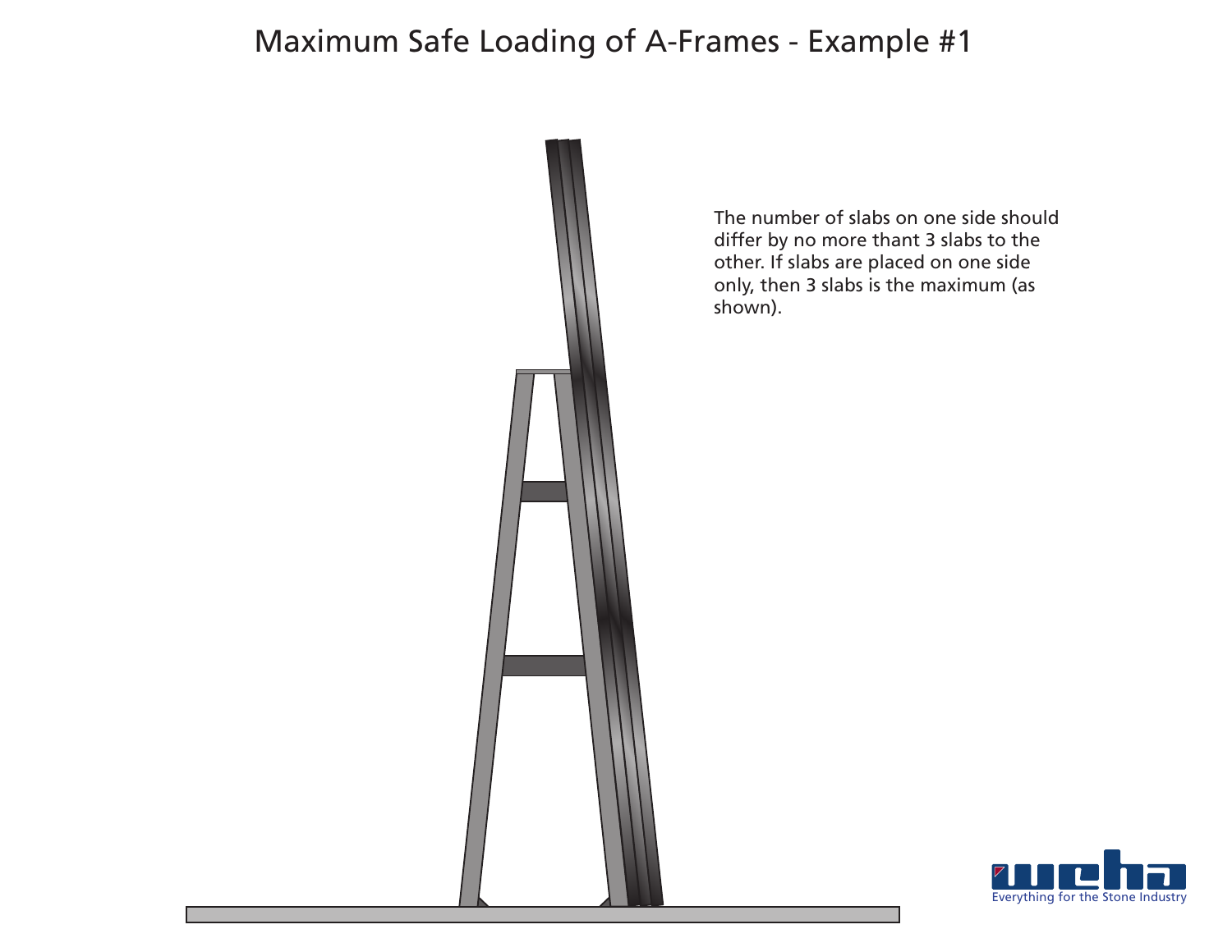# Maximum Safe Loading of A-Frames - Example #1

The number of slabs on one side should differ by no more thant 3 slabs to the other. If slabs are placed on one side only, then 3 slabs is the maximum (as shown).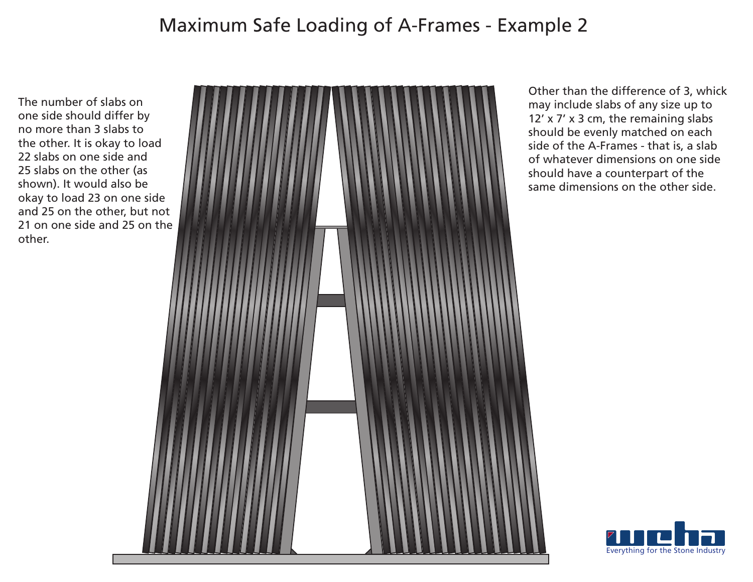# Maximum Safe Loading of A-Frames - Example 2

The number of slabs on one side should differ by no more than 3 slabs to the other. It is okay to load 22 slabs on one side and 25 slabs on the other (as shown). It would also be okay to load 23 on one side and 25 on the other, but not 21 on one side and 25 on the other.

Other than the difference of 3, whick may include slabs of any size up to 12’ x 7’ x 3 cm, the remaining slabs should be evenly matched on each side of the A-Frames - that is, a slab of whatever dimensions on one side should have a counterpart of the same dimensions on the other side.

weha

Everything for the Stone Industry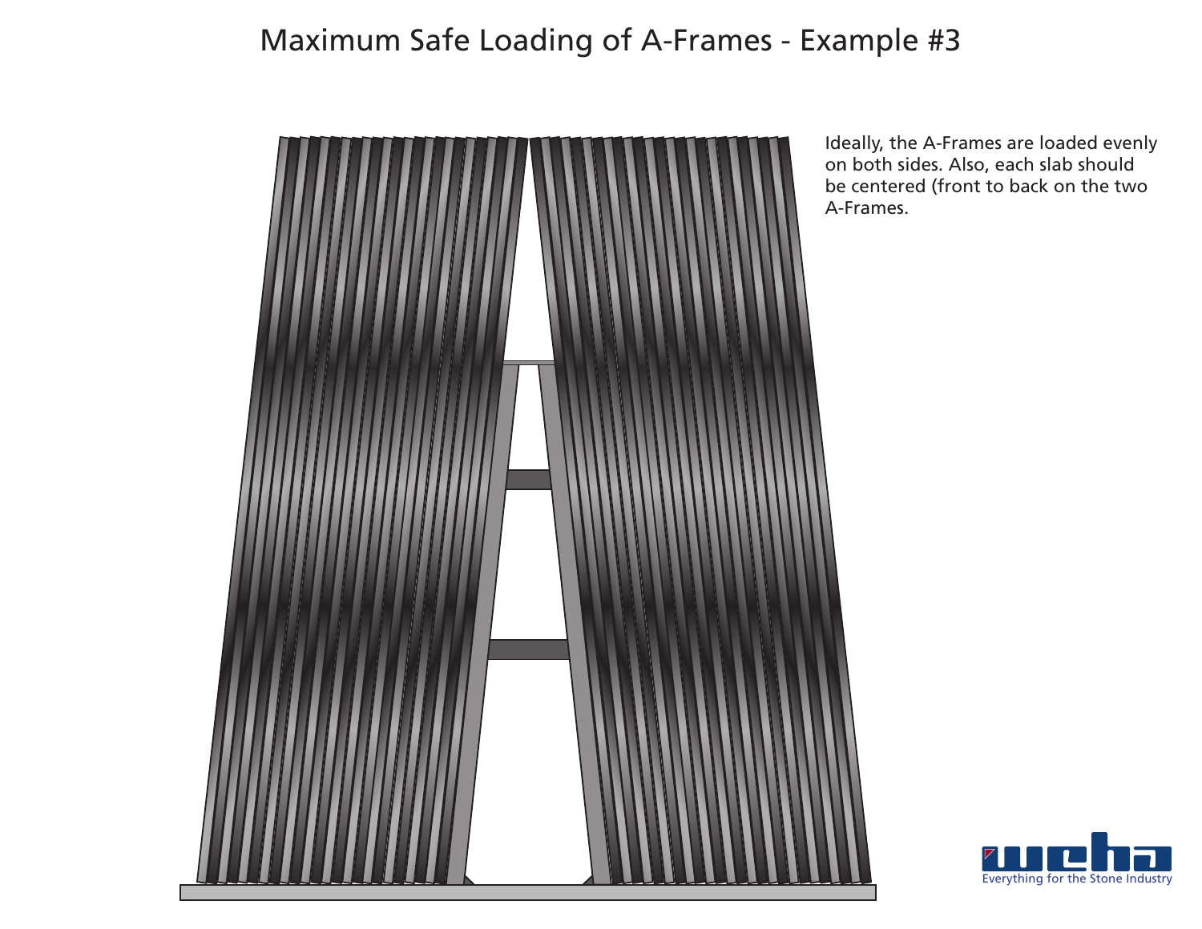# Maximum Safe Loading of A-Frames - Example #3

Ideally, the A-Frames are loaded evenly on both sides. Also, each slab should be centered (front to back on the two A-Frames.

weha

Everything for the Stone Industry